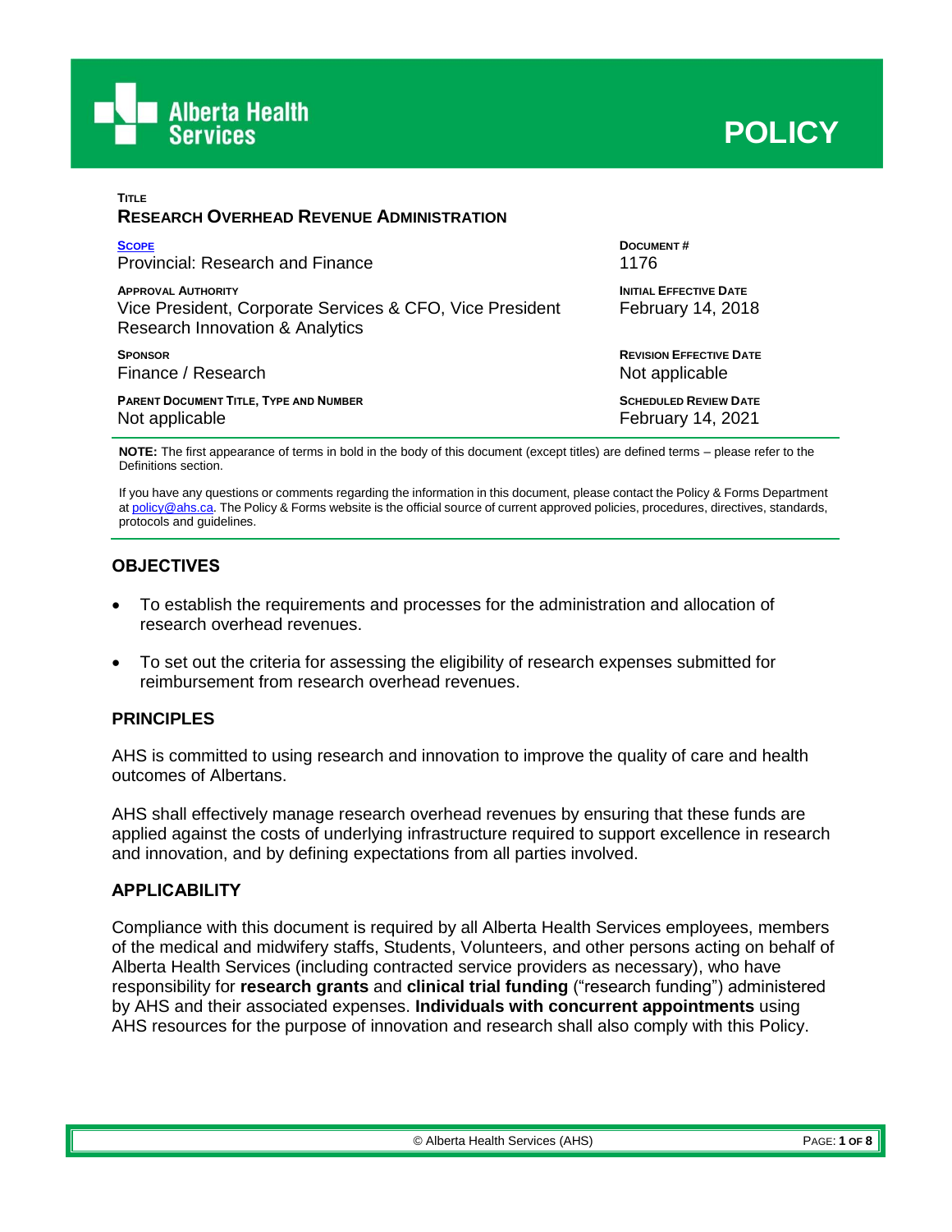Alberta Health Services

# POLICY

**TITLE**

**RESEARCH OVERHEAD REVENUE ADMINISTRATION**

| | |
|---|---|
| **SCOPE**<br>Provincial: Research and Finance | **DOCUMENT #**<br>1176 |
| **APPROVAL AUTHORITY**<br>Vice President, Corporate Services & CFO, Vice President Research Innovation & Analytics | **INITIAL EFFECTIVE DATE**<br>February 14, 2018 |
| **SPONSOR**<br>Finance / Research | **REVISION EFFECTIVE DATE**<br>Not applicable |
| **PARENT DOCUMENT TITLE, TYPE AND NUMBER**<br>Not applicable | **SCHEDULED REVIEW DATE**<br>February 14, 2021 |

**NOTE:** The first appearance of terms in bold in the body of this document (except titles) are defined terms – please refer to the Definitions section.

If you have any questions or comments regarding the information in this document, please contact the Policy & Forms Department at policy@ahs.ca. The Policy & Forms website is the official source of current approved policies, procedures, directives, standards, protocols and guidelines.

## OBJECTIVES

- To establish the requirements and processes for the administration and allocation of research overhead revenues.
- To set out the criteria for assessing the eligibility of research expenses submitted for reimbursement from research overhead revenues.

## PRINCIPLES

AHS is committed to using research and innovation to improve the quality of care and health outcomes of Albertans.

AHS shall effectively manage research overhead revenues by ensuring that these funds are applied against the costs of underlying infrastructure required to support excellence in research and innovation, and by defining expectations from all parties involved.

## APPLICABILITY

Compliance with this document is required by all Alberta Health Services employees, members of the medical and midwifery staffs, Students, Volunteers, and other persons acting on behalf of Alberta Health Services (including contracted service providers as necessary), who have responsibility for **research grants** and **clinical trial funding** ("research funding") administered by AHS and their associated expenses. **Individuals with concurrent appointments** using AHS resources for the purpose of innovation and research shall also comply with this Policy.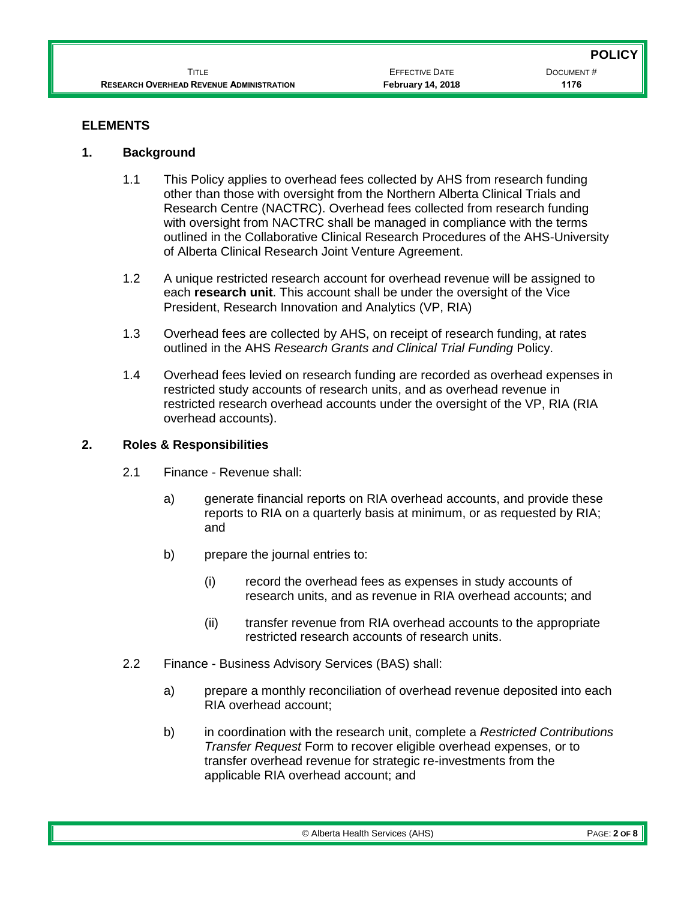## ELEMENTS

### 1. Background

1.1 This Policy applies to overhead fees collected by AHS from research funding other than those with oversight from the Northern Alberta Clinical Trials and Research Centre (NACTRC). Overhead fees collected from research funding with oversight from NACTRC shall be managed in compliance with the terms outlined in the Collaborative Clinical Research Procedures of the AHS-University of Alberta Clinical Research Joint Venture Agreement.

1.2 A unique restricted research account for overhead revenue will be assigned to each **research unit**. This account shall be under the oversight of the Vice President, Research Innovation and Analytics (VP, RIA)

1.3 Overhead fees are collected by AHS, on receipt of research funding, at rates outlined in the AHS *Research Grants and Clinical Trial Funding* Policy.

1.4 Overhead fees levied on research funding are recorded as overhead expenses in restricted study accounts of research units, and as overhead revenue in restricted research overhead accounts under the oversight of the VP, RIA (RIA overhead accounts).

### 2. Roles & Responsibilities

2.1 Finance - Revenue shall:

a) generate financial reports on RIA overhead accounts, and provide these reports to RIA on a quarterly basis at minimum, or as requested by RIA; and

b) prepare the journal entries to:

(i) record the overhead fees as expenses in study accounts of research units, and as revenue in RIA overhead accounts; and

(ii) transfer revenue from RIA overhead accounts to the appropriate restricted research accounts of research units.

2.2 Finance - Business Advisory Services (BAS) shall:

a) prepare a monthly reconciliation of overhead revenue deposited into each RIA overhead account;

b) in coordination with the research unit, complete a *Restricted Contributions Transfer Request* Form to recover eligible overhead expenses, or to transfer overhead revenue for strategic re-investments from the applicable RIA overhead account; and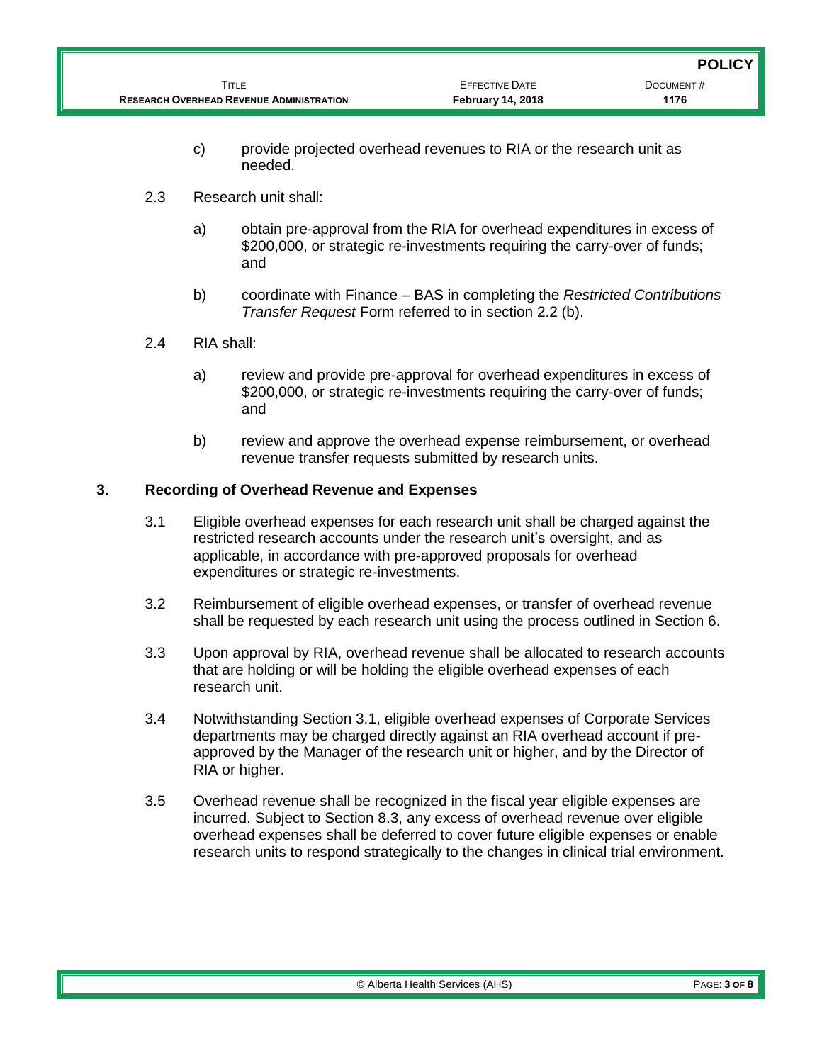c) provide projected overhead revenues to RIA or the research unit as needed.

2.3 Research unit shall:

a) obtain pre-approval from the RIA for overhead expenditures in excess of \$200,000, or strategic re-investments requiring the carry-over of funds; and

b) coordinate with Finance – BAS in completing the *Restricted Contributions Transfer Request* Form referred to in section 2.2 (b).

2.4 RIA shall:

a) review and provide pre-approval for overhead expenditures in excess of \$200,000, or strategic re-investments requiring the carry-over of funds; and

b) review and approve the overhead expense reimbursement, or overhead revenue transfer requests submitted by research units.

## 3. Recording of Overhead Revenue and Expenses

3.1 Eligible overhead expenses for each research unit shall be charged against the restricted research accounts under the research unit's oversight, and as applicable, in accordance with pre-approved proposals for overhead expenditures or strategic re-investments.

3.2 Reimbursement of eligible overhead expenses, or transfer of overhead revenue shall be requested by each research unit using the process outlined in Section 6.

3.3 Upon approval by RIA, overhead revenue shall be allocated to research accounts that are holding or will be holding the eligible overhead expenses of each research unit.

3.4 Notwithstanding Section 3.1, eligible overhead expenses of Corporate Services departments may be charged directly against an RIA overhead account if pre-approved by the Manager of the research unit or higher, and by the Director of RIA or higher.

3.5 Overhead revenue shall be recognized in the fiscal year eligible expenses are incurred. Subject to Section 8.3, any excess of overhead revenue over eligible overhead expenses shall be deferred to cover future eligible expenses or enable research units to respond strategically to the changes in clinical trial environment.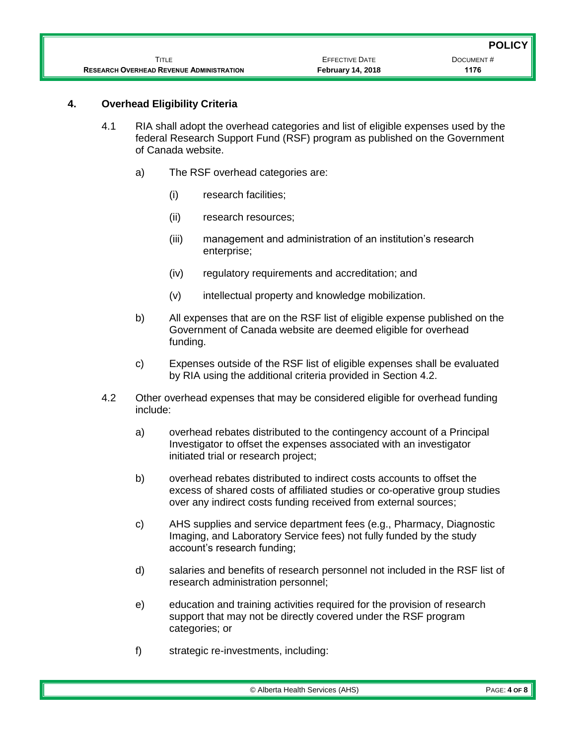## 4. Overhead Eligibility Criteria

4.1 RIA shall adopt the overhead categories and list of eligible expenses used by the federal Research Support Fund (RSF) program as published on the Government of Canada website.

a) The RSF overhead categories are:

(i) research facilities;

(ii) research resources;

(iii) management and administration of an institution's research enterprise;

(iv) regulatory requirements and accreditation; and

(v) intellectual property and knowledge mobilization.

b) All expenses that are on the RSF list of eligible expense published on the Government of Canada website are deemed eligible for overhead funding.

c) Expenses outside of the RSF list of eligible expenses shall be evaluated by RIA using the additional criteria provided in Section 4.2.

4.2 Other overhead expenses that may be considered eligible for overhead funding include:

a) overhead rebates distributed to the contingency account of a Principal Investigator to offset the expenses associated with an investigator initiated trial or research project;

b) overhead rebates distributed to indirect costs accounts to offset the excess of shared costs of affiliated studies or co-operative group studies over any indirect costs funding received from external sources;

c) AHS supplies and service department fees (e.g., Pharmacy, Diagnostic Imaging, and Laboratory Service fees) not fully funded by the study account's research funding;

d) salaries and benefits of research personnel not included in the RSF list of research administration personnel;

e) education and training activities required for the provision of research support that may not be directly covered under the RSF program categories; or

f) strategic re-investments, including: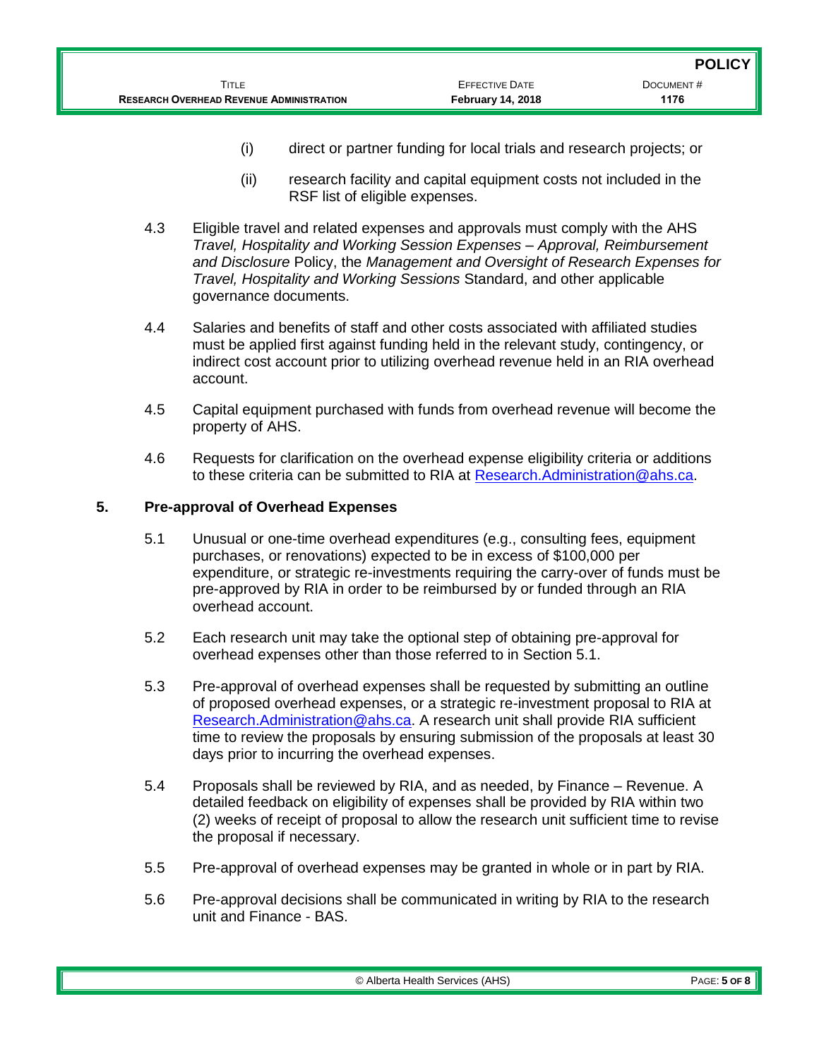(i) direct or partner funding for local trials and research projects; or

(ii) research facility and capital equipment costs not included in the RSF list of eligible expenses.

4.3 Eligible travel and related expenses and approvals must comply with the AHS *Travel, Hospitality and Working Session Expenses – Approval, Reimbursement and Disclosure* Policy, the *Management and Oversight of Research Expenses for Travel, Hospitality and Working Sessions* Standard, and other applicable governance documents.

4.4 Salaries and benefits of staff and other costs associated with affiliated studies must be applied first against funding held in the relevant study, contingency, or indirect cost account prior to utilizing overhead revenue held in an RIA overhead account.

4.5 Capital equipment purchased with funds from overhead revenue will become the property of AHS.

4.6 Requests for clarification on the overhead expense eligibility criteria or additions to these criteria can be submitted to RIA at [Research.Administration@ahs.ca](mailto:Research.Administration@ahs.ca).

## 5. Pre-approval of Overhead Expenses

5.1 Unusual or one-time overhead expenditures (e.g., consulting fees, equipment purchases, or renovations) expected to be in excess of $100,000 per expenditure, or strategic re-investments requiring the carry-over of funds must be pre-approved by RIA in order to be reimbursed by or funded through an RIA overhead account.

5.2 Each research unit may take the optional step of obtaining pre-approval for overhead expenses other than those referred to in Section 5.1.

5.3 Pre-approval of overhead expenses shall be requested by submitting an outline of proposed overhead expenses, or a strategic re-investment proposal to RIA at [Research.Administration@ahs.ca](mailto:Research.Administration@ahs.ca). A research unit shall provide RIA sufficient time to review the proposals by ensuring submission of the proposals at least 30 days prior to incurring the overhead expenses.

5.4 Proposals shall be reviewed by RIA, and as needed, by Finance – Revenue. A detailed feedback on eligibility of expenses shall be provided by RIA within two (2) weeks of receipt of proposal to allow the research unit sufficient time to revise the proposal if necessary.

5.5 Pre-approval of overhead expenses may be granted in whole or in part by RIA.

5.6 Pre-approval decisions shall be communicated in writing by RIA to the research unit and Finance - BAS.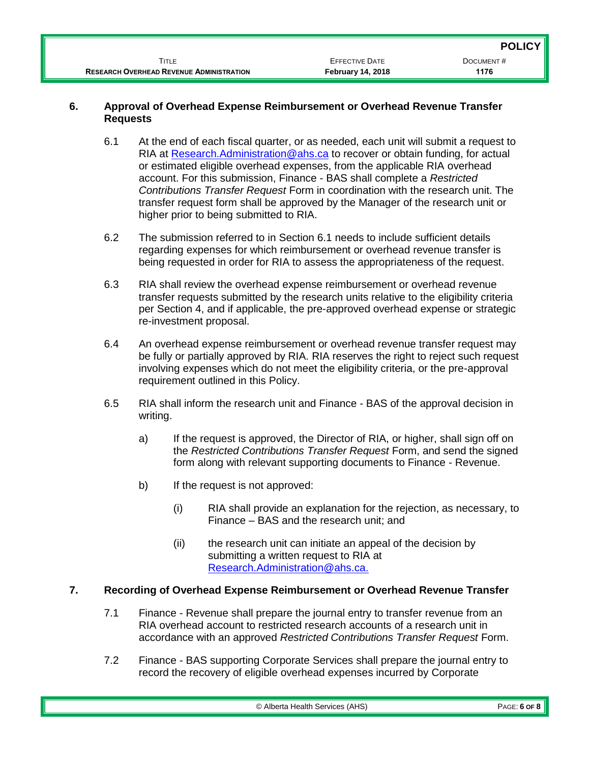## 6. Approval of Overhead Expense Reimbursement or Overhead Revenue Transfer Requests

6.1 At the end of each fiscal quarter, or as needed, each unit will submit a request to RIA at [Research.Administration@ahs.ca](mailto:Research.Administration@ahs.ca) to recover or obtain funding, for actual or estimated eligible overhead expenses, from the applicable RIA overhead account. For this submission, Finance - BAS shall complete a *Restricted Contributions Transfer Request* Form in coordination with the research unit. The transfer request form shall be approved by the Manager of the research unit or higher prior to being submitted to RIA.

6.2 The submission referred to in Section 6.1 needs to include sufficient details regarding expenses for which reimbursement or overhead revenue transfer is being requested in order for RIA to assess the appropriateness of the request.

6.3 RIA shall review the overhead expense reimbursement or overhead revenue transfer requests submitted by the research units relative to the eligibility criteria per Section 4, and if applicable, the pre-approved overhead expense or strategic re-investment proposal.

6.4 An overhead expense reimbursement or overhead revenue transfer request may be fully or partially approved by RIA. RIA reserves the right to reject such request involving expenses which do not meet the eligibility criteria, or the pre-approval requirement outlined in this Policy.

6.5 RIA shall inform the research unit and Finance - BAS of the approval decision in writing.

a) If the request is approved, the Director of RIA, or higher, shall sign off on the *Restricted Contributions Transfer Request* Form, and send the signed form along with relevant supporting documents to Finance - Revenue.

b) If the request is not approved:

(i) RIA shall provide an explanation for the rejection, as necessary, to Finance – BAS and the research unit; and

(ii) the research unit can initiate an appeal of the decision by submitting a written request to RIA at [Research.Administration@ahs.ca.](mailto:Research.Administration@ahs.ca)

## 7. Recording of Overhead Expense Reimbursement or Overhead Revenue Transfer

7.1 Finance - Revenue shall prepare the journal entry to transfer revenue from an RIA overhead account to restricted research accounts of a research unit in accordance with an approved *Restricted Contributions Transfer Request* Form.

7.2 Finance - BAS supporting Corporate Services shall prepare the journal entry to record the recovery of eligible overhead expenses incurred by Corporate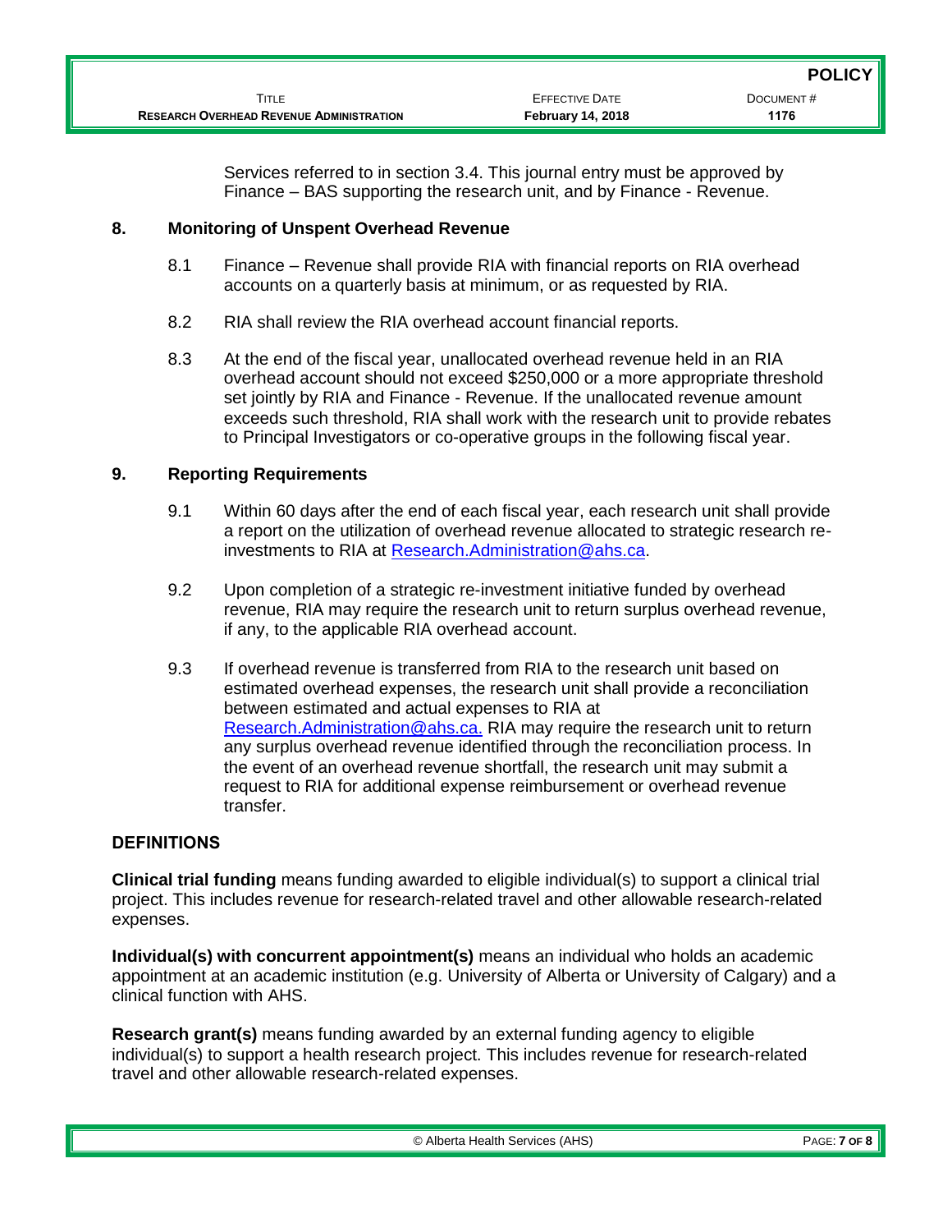Services referred to in section 3.4. This journal entry must be approved by Finance – BAS supporting the research unit, and by Finance - Revenue.

## 8. Monitoring of Unspent Overhead Revenue

8.1 Finance – Revenue shall provide RIA with financial reports on RIA overhead accounts on a quarterly basis at minimum, or as requested by RIA.

8.2 RIA shall review the RIA overhead account financial reports.

8.3 At the end of the fiscal year, unallocated overhead revenue held in an RIA overhead account should not exceed $250,000 or a more appropriate threshold set jointly by RIA and Finance - Revenue. If the unallocated revenue amount exceeds such threshold, RIA shall work with the research unit to provide rebates to Principal Investigators or co-operative groups in the following fiscal year.

## 9. Reporting Requirements

9.1 Within 60 days after the end of each fiscal year, each research unit shall provide a report on the utilization of overhead revenue allocated to strategic research re-investments to RIA at Research.Administration@ahs.ca.

9.2 Upon completion of a strategic re-investment initiative funded by overhead revenue, RIA may require the research unit to return surplus overhead revenue, if any, to the applicable RIA overhead account.

9.3 If overhead revenue is transferred from RIA to the research unit based on estimated overhead expenses, the research unit shall provide a reconciliation between estimated and actual expenses to RIA at Research.Administration@ahs.ca. RIA may require the research unit to return any surplus overhead revenue identified through the reconciliation process. In the event of an overhead revenue shortfall, the research unit may submit a request to RIA for additional expense reimbursement or overhead revenue transfer.

## DEFINITIONS

**Clinical trial funding** means funding awarded to eligible individual(s) to support a clinical trial project. This includes revenue for research-related travel and other allowable research-related expenses.

**Individual(s) with concurrent appointment(s)** means an individual who holds an academic appointment at an academic institution (e.g. University of Alberta or University of Calgary) and a clinical function with AHS.

**Research grant(s)** means funding awarded by an external funding agency to eligible individual(s) to support a health research project. This includes revenue for research-related travel and other allowable research-related expenses.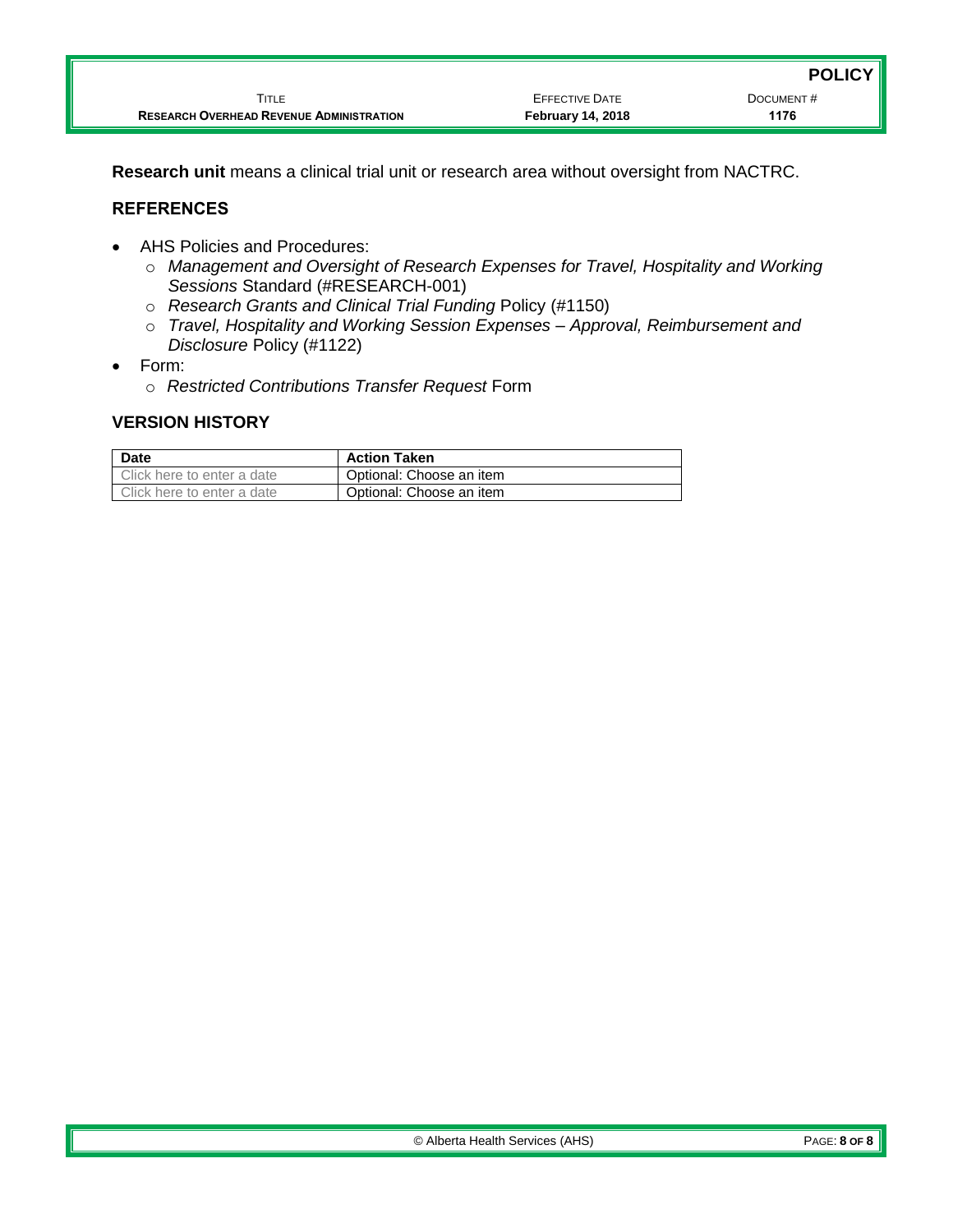**Research unit** means a clinical trial unit or research area without oversight from NACTRC.

## REFERENCES

- AHS Policies and Procedures:
  - *Management and Oversight of Research Expenses for Travel, Hospitality and Working Sessions* Standard (#RESEARCH-001)
  - *Research Grants and Clinical Trial Funding* Policy (#1150)
  - *Travel, Hospitality and Working Session Expenses – Approval, Reimbursement and Disclosure* Policy (#1122)
- Form:
  - *Restricted Contributions Transfer Request* Form

## VERSION HISTORY

| Date | Action Taken |
|---|---|
| Click here to enter a date | Optional: Choose an item |
| Click here to enter a date | Optional: Choose an item |